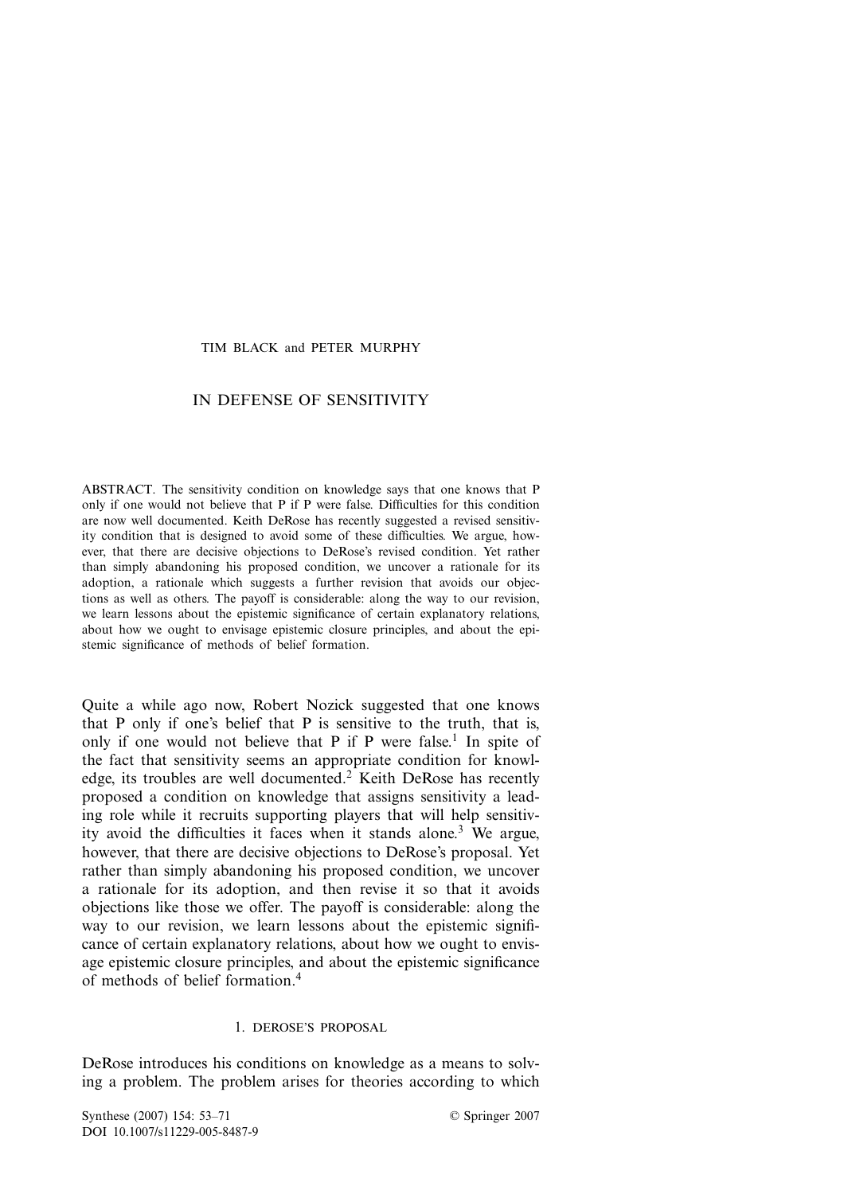TIM BLACK and PETER MURPHY

# IN DEFENSE OF SENSITIVITY

ABSTRACT. The sensitivity condition on knowledge says that one knows that P only if one would not believe that P if P were false. Difficulties for this condition are now well documented. Keith DeRose has recently suggested a revised sensitivity condition that is designed to avoid some of these difficulties. We argue, however, that there are decisive objections to DeRose's revised condition. Yet rather than simply abandoning his proposed condition, we uncover a rationale for its adoption, a rationale which suggests a further revision that avoids our objections as well as others. The payoff is considerable: along the way to our revision, we learn lessons about the epistemic significance of certain explanatory relations, about how we ought to envisage epistemic closure principles, and about the epistemic significance of methods of belief formation.

Quite a while ago now, Robert Nozick suggested that one knows that P only if one's belief that P is sensitive to the truth, that is, only if one would not believe that P if P were false.[1] In spite of the fact that sensitivity seems an appropriate condition for knowledge, its troubles are well documented.[2] Keith DeRose has recently proposed a condition on knowledge that assigns sensitivity a leading role while it recruits supporting players that will help sensitivity avoid the difficulties it faces when it stands alone.[3] We argue, however, that there are decisive objections to DeRose's proposal. Yet rather than simply abandoning his proposed condition, we uncover a rationale for its adoption, and then revise it so that it avoids objections like those we offer. The payoff is considerable: along the way to our revision, we learn lessons about the epistemic significance of certain explanatory relations, about how we ought to envisage epistemic closure principles, and about the epistemic significance of methods of belief formation.[4]

## 1. DEROSE'S PROPOSAL

DeRose introduces his conditions on knowledge as a means to solving a problem. The problem arises for theories according to which

Synthese (2007) 154: 53–71 © Springer 2007
DOI 10.1007/s11229-005-8487-9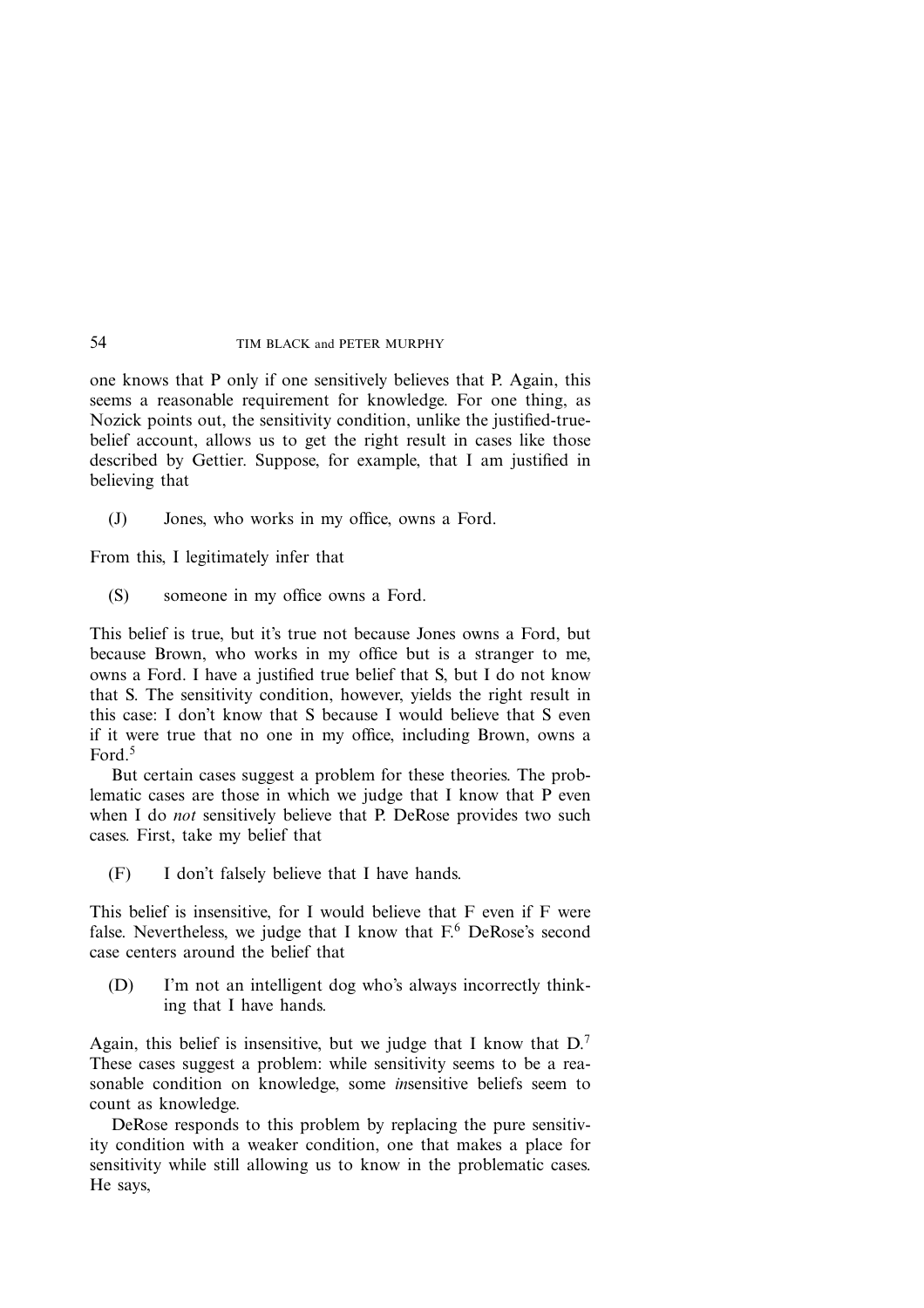one knows that P only if one sensitively believes that P. Again, this seems a reasonable requirement for knowledge. For one thing, as Nozick points out, the sensitivity condition, unlike the justified-true-belief account, allows us to get the right result in cases like those described by Gettier. Suppose, for example, that I am justified in believing that

(J) Jones, who works in my office, owns a Ford.

From this, I legitimately infer that

(S) someone in my office owns a Ford.

This belief is true, but it's true not because Jones owns a Ford, but because Brown, who works in my office but is a stranger to me, owns a Ford. I have a justified true belief that S, but I do not know that S. The sensitivity condition, however, yields the right result in this case: I don't know that S because I would believe that S even if it were true that no one in my office, including Brown, owns a Ford.[5]

But certain cases suggest a problem for these theories. The problematic cases are those in which we judge that I know that P even when I do *not* sensitively believe that P. DeRose provides two such cases. First, take my belief that

(F) I don't falsely believe that I have hands.

This belief is insensitive, for I would believe that F even if F were false. Nevertheless, we judge that I know that F.[6] DeRose's second case centers around the belief that

(D) I'm not an intelligent dog who's always incorrectly thinking that I have hands.

Again, this belief is insensitive, but we judge that I know that D.[7] These cases suggest a problem: while sensitivity seems to be a reasonable condition on knowledge, some *in*sensitive beliefs seem to count as knowledge.

DeRose responds to this problem by replacing the pure sensitivity condition with a weaker condition, one that makes a place for sensitivity while still allowing us to know in the problematic cases. He says,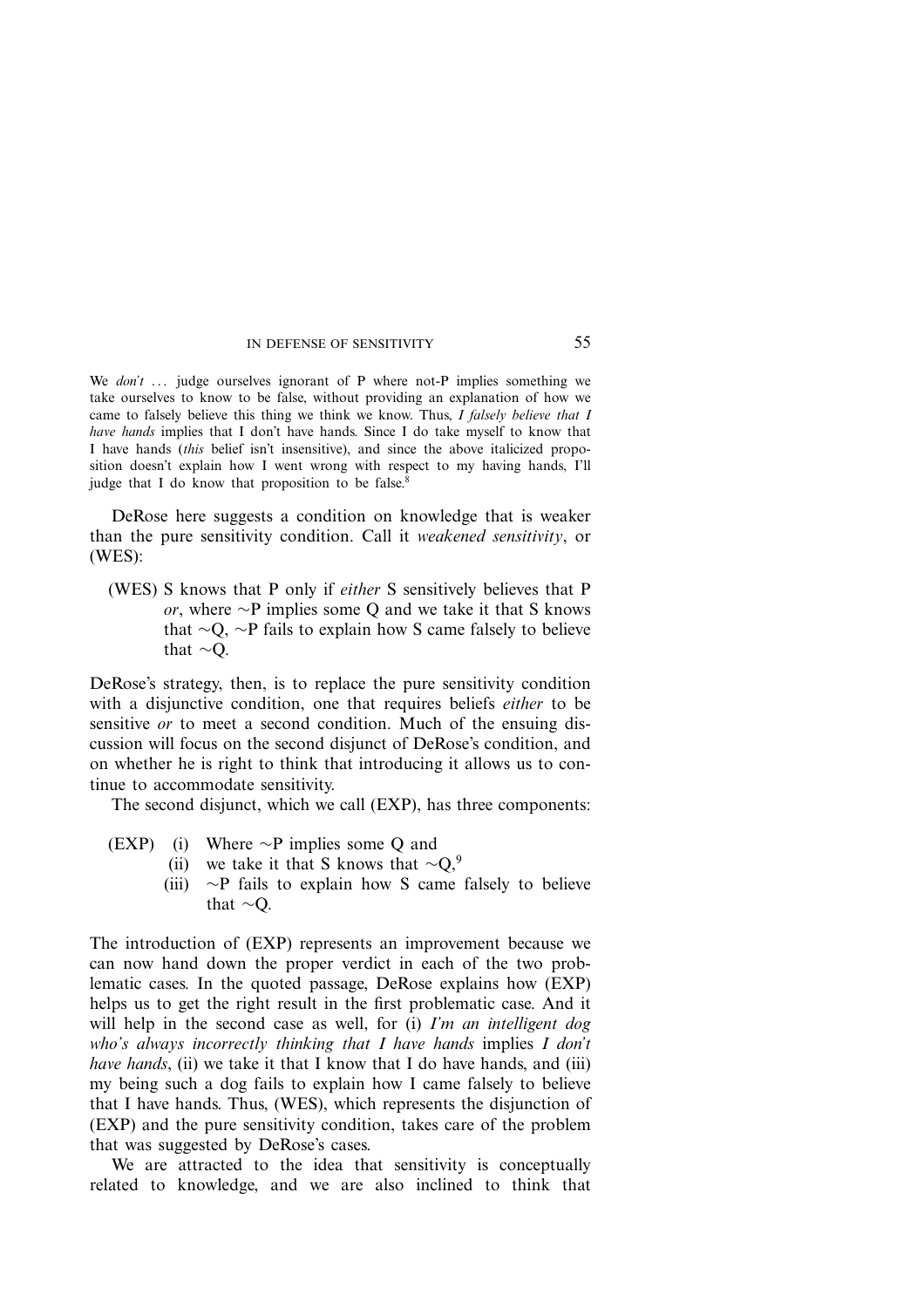We *don't* … judge ourselves ignorant of P where not-P implies something we take ourselves to know to be false, without providing an explanation of how we came to falsely believe this thing we think we know. Thus, *I falsely believe that I have hands* implies that I don't have hands. Since I do take myself to know that I have hands (*this* belief isn't insensitive), and since the above italicized proposition doesn't explain how I went wrong with respect to my having hands, I'll judge that I do know that proposition to be false.[8]

DeRose here suggests a condition on knowledge that is weaker than the pure sensitivity condition. Call it *weakened sensitivity*, or (WES):

> (WES) S knows that P only if *either* S sensitively believes that P *or*, where ~P implies some Q and we take it that S knows that ~Q, ~P fails to explain how S came falsely to believe that ~Q.

DeRose's strategy, then, is to replace the pure sensitivity condition with a disjunctive condition, one that requires beliefs *either* to be sensitive *or* to meet a second condition. Much of the ensuing discussion will focus on the second disjunct of DeRose's condition, and on whether he is right to think that introducing it allows us to continue to accommodate sensitivity.

The second disjunct, which we call (EXP), has three components:

> (EXP) (i) Where ~P implies some Q and
> (ii) we take it that S knows that ~Q,[9]
> (iii) ~P fails to explain how S came falsely to believe that ~Q.

The introduction of (EXP) represents an improvement because we can now hand down the proper verdict in each of the two problematic cases. In the quoted passage, DeRose explains how (EXP) helps us to get the right result in the first problematic case. And it will help in the second case as well, for (i) *I'm an intelligent dog who's always incorrectly thinking that I have hands* implies *I don't have hands*, (ii) we take it that I know that I do have hands, and (iii) my being such a dog fails to explain how I came falsely to believe that I have hands. Thus, (WES), which represents the disjunction of (EXP) and the pure sensitivity condition, takes care of the problem that was suggested by DeRose's cases.

We are attracted to the idea that sensitivity is conceptually related to knowledge, and we are also inclined to think that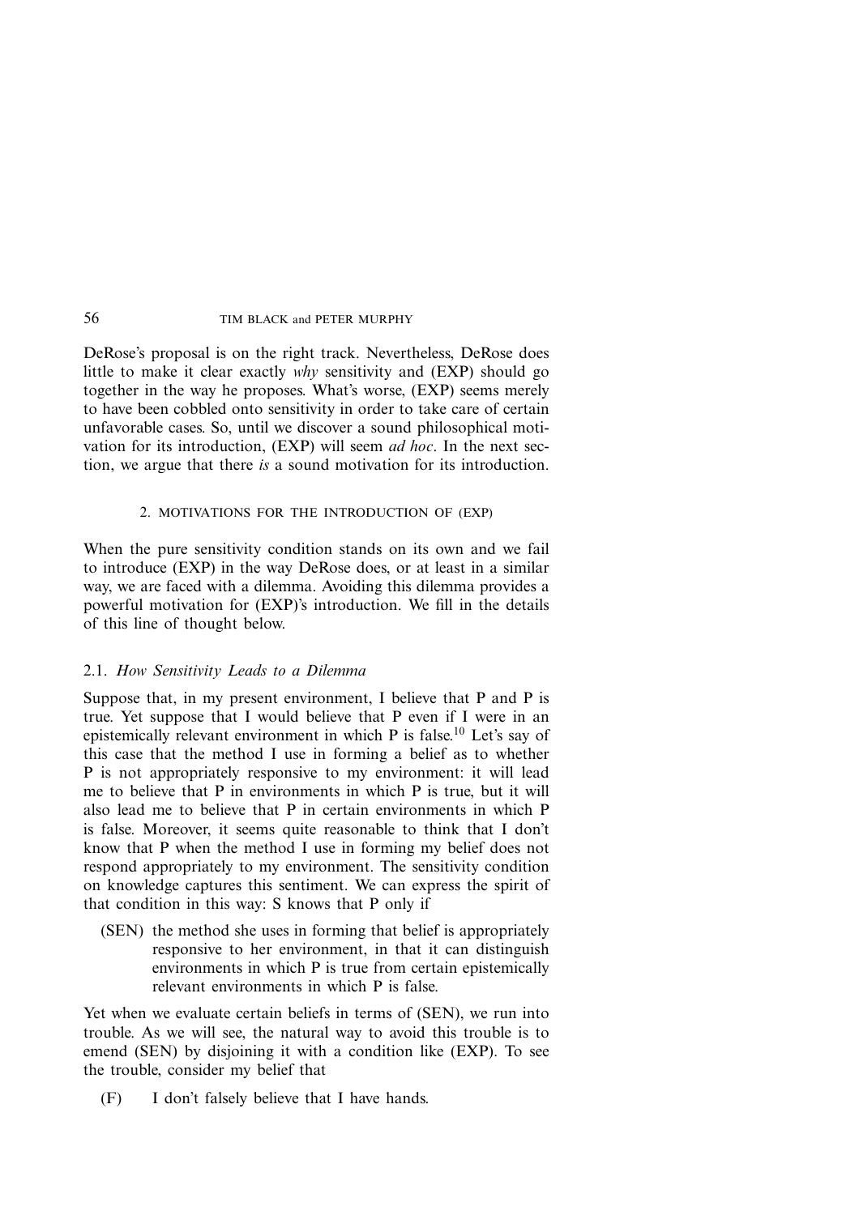DeRose's proposal is on the right track. Nevertheless, DeRose does little to make it clear exactly *why* sensitivity and (EXP) should go together in the way he proposes. What's worse, (EXP) seems merely to have been cobbled onto sensitivity in order to take care of certain unfavorable cases. So, until we discover a sound philosophical motivation for its introduction, (EXP) will seem *ad hoc*. In the next section, we argue that there *is* a sound motivation for its introduction.

## 2. MOTIVATIONS FOR THE INTRODUCTION OF (EXP)

When the pure sensitivity condition stands on its own and we fail to introduce (EXP) in the way DeRose does, or at least in a similar way, we are faced with a dilemma. Avoiding this dilemma provides a powerful motivation for (EXP)'s introduction. We fill in the details of this line of thought below.

### 2.1. *How Sensitivity Leads to a Dilemma*

Suppose that, in my present environment, I believe that P and P is true. Yet suppose that I would believe that P even if I were in an epistemically relevant environment in which P is false.[10] Let's say of this case that the method I use in forming a belief as to whether P is not appropriately responsive to my environment: it will lead me to believe that P in environments in which P is true, but it will also lead me to believe that P in certain environments in which P is false. Moreover, it seems quite reasonable to think that I don't know that P when the method I use in forming my belief does not respond appropriately to my environment. The sensitivity condition on knowledge captures this sentiment. We can express the spirit of that condition in this way: S knows that P only if

(SEN) the method she uses in forming that belief is appropriately responsive to her environment, in that it can distinguish environments in which P is true from certain epistemically relevant environments in which P is false.

Yet when we evaluate certain beliefs in terms of (SEN), we run into trouble. As we will see, the natural way to avoid this trouble is to emend (SEN) by disjoining it with a condition like (EXP). To see the trouble, consider my belief that

(F) I don't falsely believe that I have hands.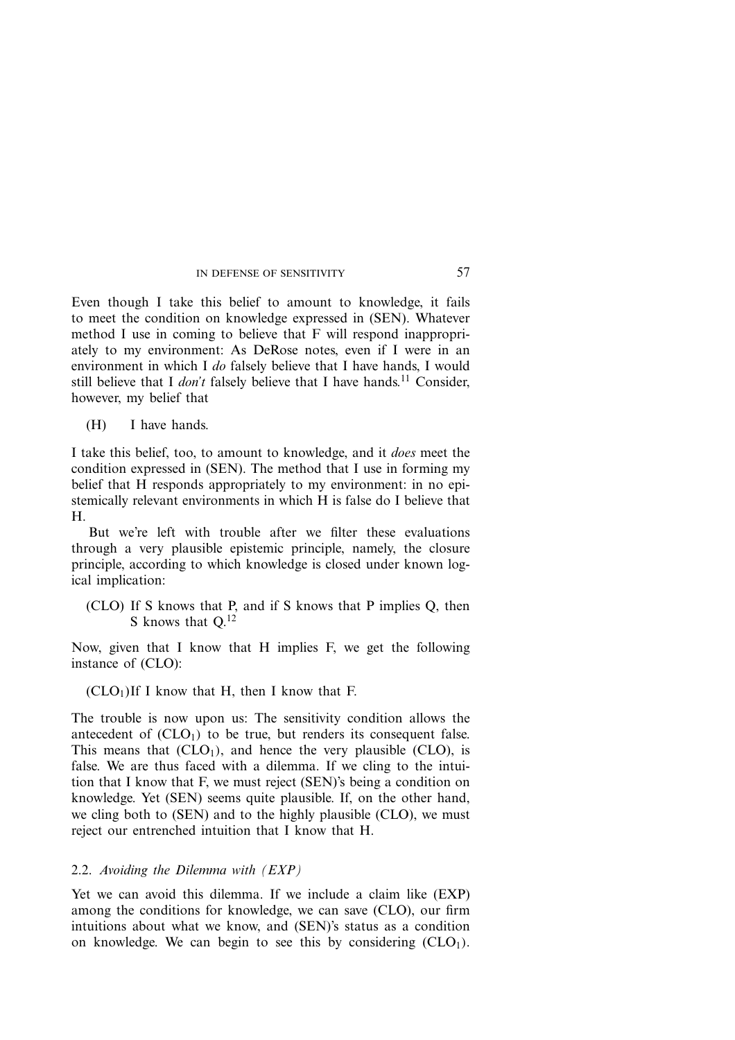Even though I take this belief to amount to knowledge, it fails to meet the condition on knowledge expressed in (SEN). Whatever method I use in coming to believe that F will respond inappropriately to my environment: As DeRose notes, even if I were in an environment in which I *do* falsely believe that I have hands, I would still believe that I *don't* falsely believe that I have hands.[11] Consider, however, my belief that

(H) I have hands.

I take this belief, too, to amount to knowledge, and it *does* meet the condition expressed in (SEN). The method that I use in forming my belief that H responds appropriately to my environment: in no epistemically relevant environments in which H is false do I believe that H.

But we're left with trouble after we filter these evaluations through a very plausible epistemic principle, namely, the closure principle, according to which knowledge is closed under known logical implication:

(CLO) If S knows that P, and if S knows that P implies Q, then S knows that Q.[12]

Now, given that I know that H implies F, we get the following instance of (CLO):

($CLO_1$)If I know that H, then I know that F.

The trouble is now upon us: The sensitivity condition allows the antecedent of ($CLO_1$) to be true, but renders its consequent false. This means that ($CLO_1$), and hence the very plausible (CLO), is false. We are thus faced with a dilemma. If we cling to the intuition that I know that F, we must reject (SEN)'s being a condition on knowledge. Yet (SEN) seems quite plausible. If, on the other hand, we cling both to (SEN) and to the highly plausible (CLO), we must reject our entrenched intuition that I know that H.

### 2.2. *Avoiding the Dilemma with (EXP)*

Yet we can avoid this dilemma. If we include a claim like (EXP) among the conditions for knowledge, we can save (CLO), our firm intuitions about what we know, and (SEN)'s status as a condition on knowledge. We can begin to see this by considering ($CLO_1$).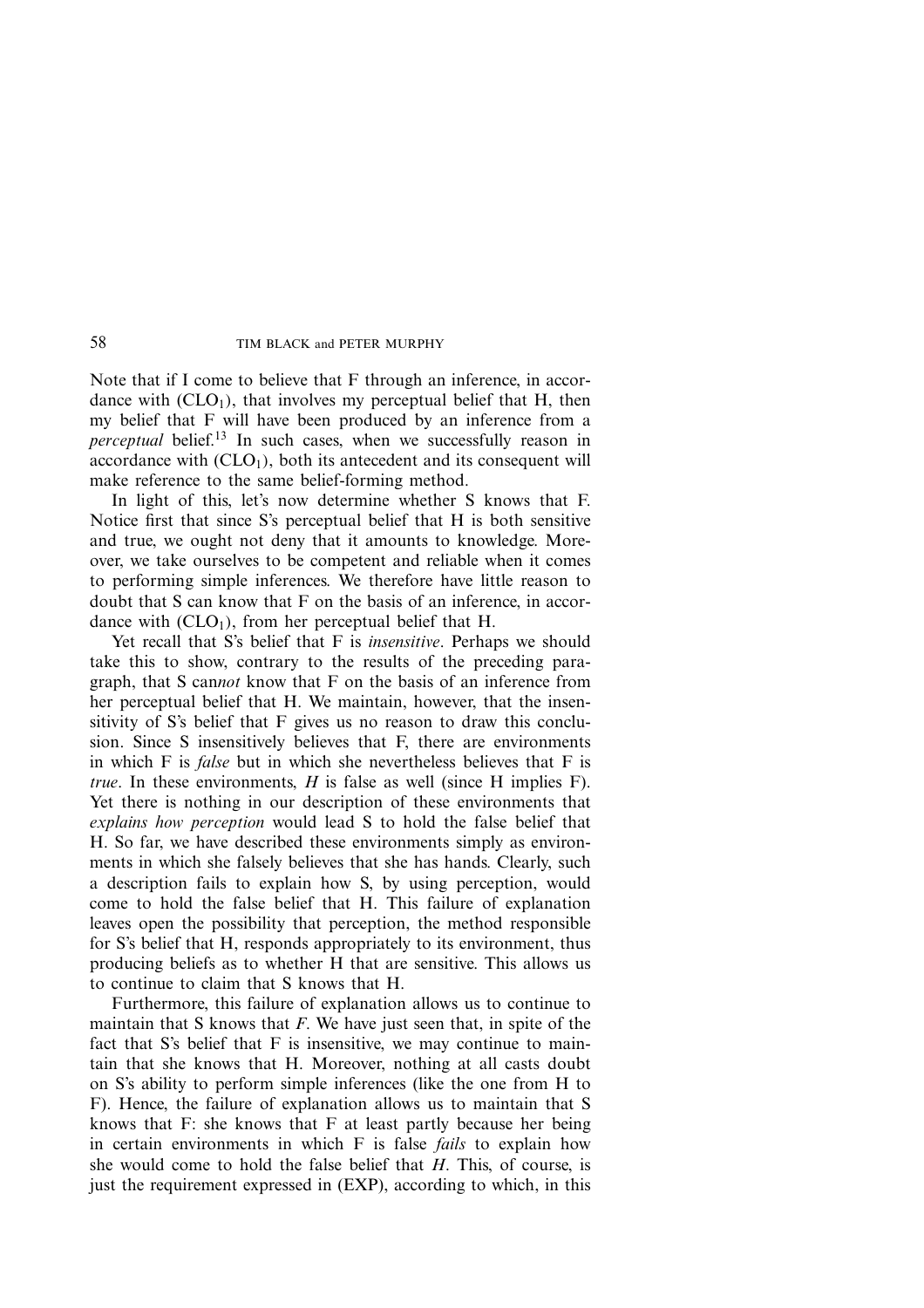Note that if I come to believe that F through an inference, in accordance with ($CLO_1$), that involves my perceptual belief that H, then my belief that F will have been produced by an inference from a *perceptual* belief.[13] In such cases, when we successfully reason in accordance with ($CLO_1$), both its antecedent and its consequent will make reference to the same belief-forming method.

In light of this, let's now determine whether S knows that F. Notice first that since S's perceptual belief that H is both sensitive and true, we ought not deny that it amounts to knowledge. Moreover, we take ourselves to be competent and reliable when it comes to performing simple inferences. We therefore have little reason to doubt that S can know that F on the basis of an inference, in accordance with ($CLO_1$), from her perceptual belief that H.

Yet recall that S's belief that F is *insensitive*. Perhaps we should take this to show, contrary to the results of the preceding paragraph, that S can*not* know that F on the basis of an inference from her perceptual belief that H. We maintain, however, that the insensitivity of S's belief that F gives us no reason to draw this conclusion. Since S insensitively believes that F, there are environments in which F is *false* but in which she nevertheless believes that F is *true*. In these environments, *H* is false as well (since H implies F). Yet there is nothing in our description of these environments that *explains how perception* would lead S to hold the false belief that H. So far, we have described these environments simply as environments in which she falsely believes that she has hands. Clearly, such a description fails to explain how S, by using perception, would come to hold the false belief that H. This failure of explanation leaves open the possibility that perception, the method responsible for S's belief that H, responds appropriately to its environment, thus producing beliefs as to whether H that are sensitive. This allows us to continue to claim that S knows that H.

Furthermore, this failure of explanation allows us to continue to maintain that S knows that *F*. We have just seen that, in spite of the fact that S's belief that F is insensitive, we may continue to maintain that she knows that H. Moreover, nothing at all casts doubt on S's ability to perform simple inferences (like the one from H to F). Hence, the failure of explanation allows us to maintain that S knows that F: she knows that F at least partly because her being in certain environments in which F is false *fails* to explain how she would come to hold the false belief that *H*. This, of course, is just the requirement expressed in (EXP), according to which, in this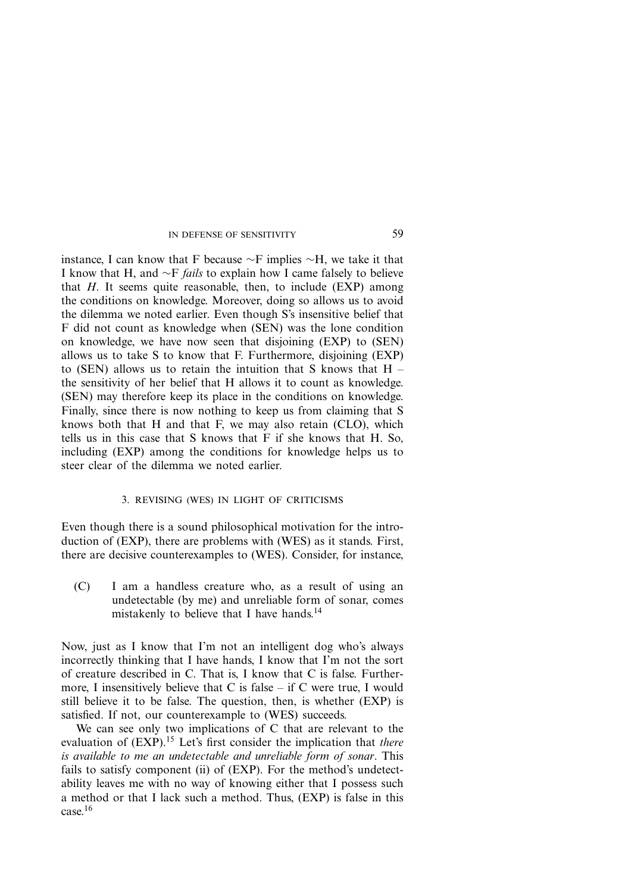instance, I can know that F because ~F implies ~H, we take it that I know that H, and ~F *fails* to explain how I came falsely to believe that *H*. It seems quite reasonable, then, to include (EXP) among the conditions on knowledge. Moreover, doing so allows us to avoid the dilemma we noted earlier. Even though S's insensitive belief that F did not count as knowledge when (SEN) was the lone condition on knowledge, we have now seen that disjoining (EXP) to (SEN) allows us to take S to know that F. Furthermore, disjoining (EXP) to (SEN) allows us to retain the intuition that S knows that H – the sensitivity of her belief that H allows it to count as knowledge. (SEN) may therefore keep its place in the conditions on knowledge. Finally, since there is now nothing to keep us from claiming that S knows both that H and that F, we may also retain (CLO), which tells us in this case that S knows that F if she knows that H. So, including (EXP) among the conditions for knowledge helps us to steer clear of the dilemma we noted earlier.

## 3. REVISING (WES) IN LIGHT OF CRITICISMS

Even though there is a sound philosophical motivation for the introduction of (EXP), there are problems with (WES) as it stands. First, there are decisive counterexamples to (WES). Consider, for instance,

(C) I am a handless creature who, as a result of using an undetectable (by me) and unreliable form of sonar, comes mistakenly to believe that I have hands.[14]

Now, just as I know that I'm not an intelligent dog who's always incorrectly thinking that I have hands, I know that I'm not the sort of creature described in C. That is, I know that C is false. Furthermore, I insensitively believe that C is false – if C were true, I would still believe it to be false. The question, then, is whether (EXP) is satisfied. If not, our counterexample to (WES) succeeds.

We can see only two implications of C that are relevant to the evaluation of (EXP).[15] Let's first consider the implication that *there is available to me an undetectable and unreliable form of sonar*. This fails to satisfy component (ii) of (EXP). For the method's undetectability leaves me with no way of knowing either that I possess such a method or that I lack such a method. Thus, (EXP) is false in this case.[16]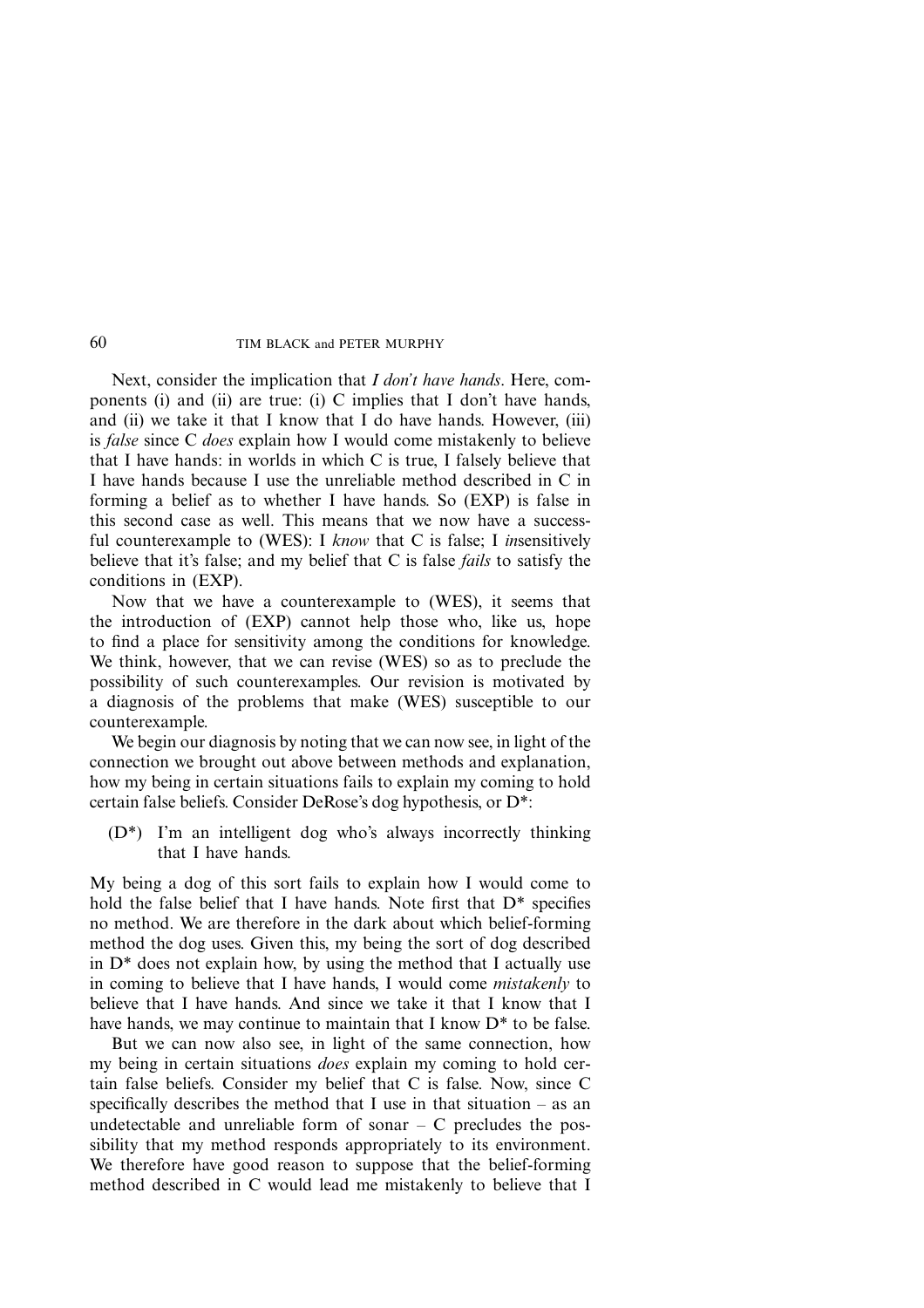Next, consider the implication that *I don't have hands*. Here, components (i) and (ii) are true: (i) C implies that I don't have hands, and (ii) we take it that I know that I do have hands. However, (iii) is *false* since C *does* explain how I would come mistakenly to believe that I have hands: in worlds in which C is true, I falsely believe that I have hands because I use the unreliable method described in C in forming a belief as to whether I have hands. So (EXP) is false in this second case as well. This means that we now have a successful counterexample to (WES): I *know* that C is false; I *in*sensitively believe that it's false; and my belief that C is false *fails* to satisfy the conditions in (EXP).

Now that we have a counterexample to (WES), it seems that the introduction of (EXP) cannot help those who, like us, hope to find a place for sensitivity among the conditions for knowledge. We think, however, that we can revise (WES) so as to preclude the possibility of such counterexamples. Our revision is motivated by a diagnosis of the problems that make (WES) susceptible to our counterexample.

We begin our diagnosis by noting that we can now see, in light of the connection we brought out above between methods and explanation, how my being in certain situations fails to explain my coming to hold certain false beliefs. Consider DeRose's dog hypothesis, or D*:

(D*) I'm an intelligent dog who's always incorrectly thinking that I have hands.

My being a dog of this sort fails to explain how I would come to hold the false belief that I have hands. Note first that D* specifies no method. We are therefore in the dark about which belief-forming method the dog uses. Given this, my being the sort of dog described in D* does not explain how, by using the method that I actually use in coming to believe that I have hands, I would come *mistakenly* to believe that I have hands. And since we take it that I know that I have hands, we may continue to maintain that I know D* to be false.

But we can now also see, in light of the same connection, how my being in certain situations *does* explain my coming to hold certain false beliefs. Consider my belief that C is false. Now, since C specifically describes the method that I use in that situation – as an undetectable and unreliable form of sonar – C precludes the possibility that my method responds appropriately to its environment. We therefore have good reason to suppose that the belief-forming method described in C would lead me mistakenly to believe that I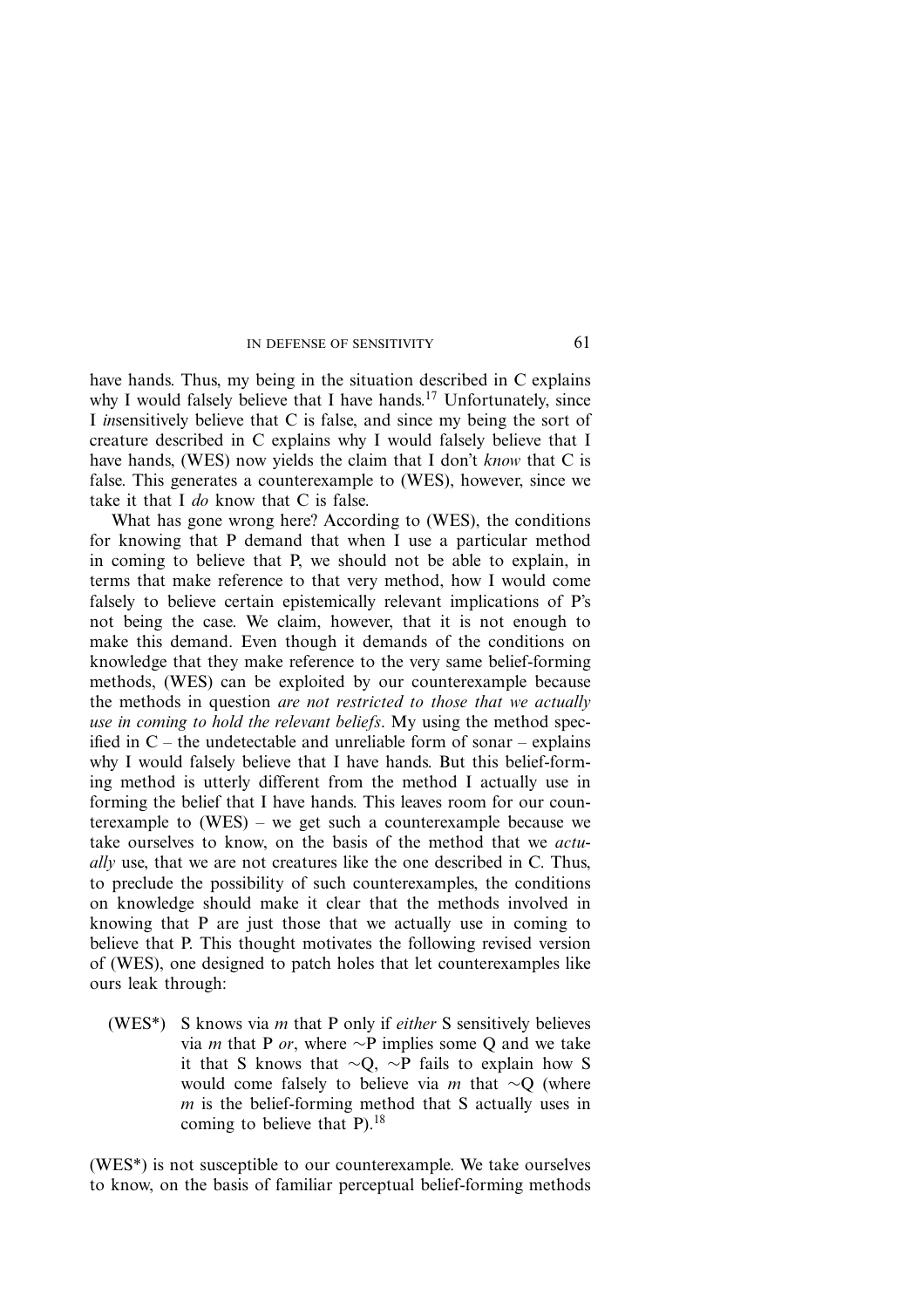have hands. Thus, my being in the situation described in C explains why I would falsely believe that I have hands.[17] Unfortunately, since I *in*sensitively believe that C is false, and since my being the sort of creature described in C explains why I would falsely believe that I have hands, (WES) now yields the claim that I don't *know* that C is false. This generates a counterexample to (WES), however, since we take it that I *do* know that C is false.

What has gone wrong here? According to (WES), the conditions for knowing that P demand that when I use a particular method in coming to believe that P, we should not be able to explain, in terms that make reference to that very method, how I would come falsely to believe certain epistemically relevant implications of P's not being the case. We claim, however, that it is not enough to make this demand. Even though it demands of the conditions on knowledge that they make reference to the very same belief-forming methods, (WES) can be exploited by our counterexample because the methods in question *are not restricted to those that we actually use in coming to hold the relevant beliefs*. My using the method specified in C – the undetectable and unreliable form of sonar – explains why I would falsely believe that I have hands. But this belief-forming method is utterly different from the method I actually use in forming the belief that I have hands. This leaves room for our counterexample to (WES) – we get such a counterexample because we take ourselves to know, on the basis of the method that we *actually* use, that we are not creatures like the one described in C. Thus, to preclude the possibility of such counterexamples, the conditions on knowledge should make it clear that the methods involved in knowing that P are just those that we actually use in coming to believe that P. This thought motivates the following revised version of (WES), one designed to patch holes that let counterexamples like ours leak through:

> (WES*) S knows via *m* that P only if *either* S sensitively believes via *m* that P *or*, where ∼P implies some Q and we take it that S knows that ∼Q, ∼P fails to explain how S would come falsely to believe via *m* that ∼Q (where *m* is the belief-forming method that S actually uses in coming to believe that P).[18]

(WES*) is not susceptible to our counterexample. We take ourselves to know, on the basis of familiar perceptual belief-forming methods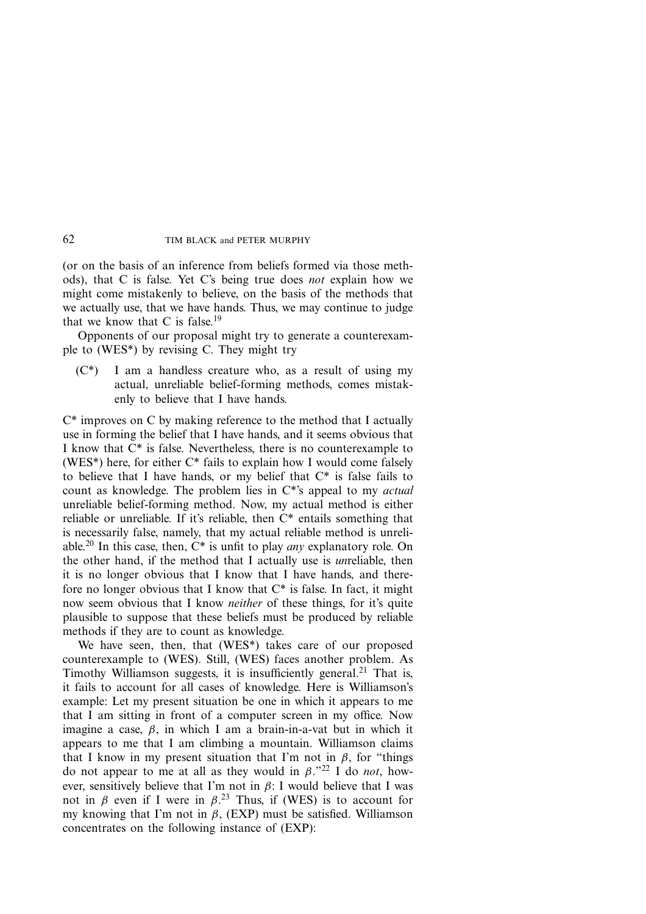(or on the basis of an inference from beliefs formed via those methods), that C is false. Yet C's being true does *not* explain how we might come mistakenly to believe, on the basis of the methods that we actually use, that we have hands. Thus, we may continue to judge that we know that C is false.[19]

Opponents of our proposal might try to generate a counterexample to (WES*) by revising C. They might try

> (C*) I am a handless creature who, as a result of using my actual, unreliable belief-forming methods, comes mistakenly to believe that I have hands.

C* improves on C by making reference to the method that I actually use in forming the belief that I have hands, and it seems obvious that I know that C* is false. Nevertheless, there is no counterexample to (WES*) here, for either C* fails to explain how I would come falsely to believe that I have hands, or my belief that C* is false fails to count as knowledge. The problem lies in C*'s appeal to my *actual* unreliable belief-forming method. Now, my actual method is either reliable or unreliable. If it's reliable, then C* entails something that is necessarily false, namely, that my actual reliable method is unreliable.[20] In this case, then, C* is unfit to play *any* explanatory role. On the other hand, if the method that I actually use is *un*reliable, then it is no longer obvious that I know that I have hands, and therefore no longer obvious that I know that C* is false. In fact, it might now seem obvious that I know *neither* of these things, for it's quite plausible to suppose that these beliefs must be produced by reliable methods if they are to count as knowledge.

We have seen, then, that (WES*) takes care of our proposed counterexample to (WES). Still, (WES) faces another problem. As Timothy Williamson suggests, it is insufficiently general.[21] That is, it fails to account for all cases of knowledge. Here is Williamson's example: Let my present situation be one in which it appears to me that I am sitting in front of a computer screen in my office. Now imagine a case, $\beta$, in which I am a brain-in-a-vat but in which it appears to me that I am climbing a mountain. Williamson claims that I know in my present situation that I'm not in $\beta$, for "things do not appear to me at all as they would in $\beta$."[22] I do *not*, however, sensitively believe that I'm not in $\beta$: I would believe that I was not in $\beta$ even if I were in $\beta$.[23] Thus, if (WES) is to account for my knowing that I'm not in $\beta$, (EXP) must be satisfied. Williamson concentrates on the following instance of (EXP):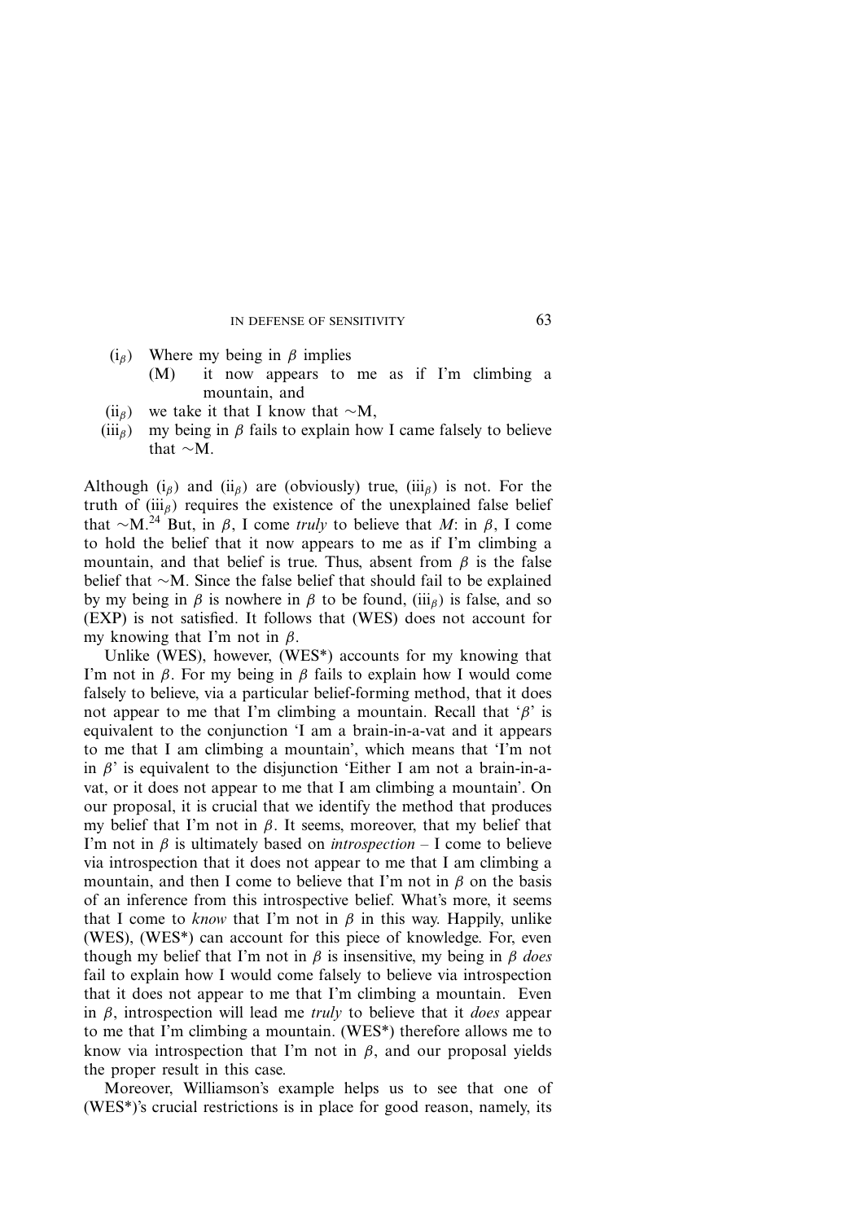($i_\beta$) Where my being in $\beta$ implies

(M) it now appears to me as if I'm climbing a mountain, and

($ii_\beta$) we take it that I know that ∼M,

($iii_\beta$) my being in $\beta$ fails to explain how I came falsely to believe that ∼M.

Although ($i_\beta$) and ($ii_\beta$) are (obviously) true, ($iii_\beta$) is not. For the truth of ($iii_\beta$) requires the existence of the unexplained false belief that ∼M.[24] But, in $\beta$, I come *truly* to believe that *M*: in $\beta$, I come to hold the belief that it now appears to me as if I'm climbing a mountain, and that belief is true. Thus, absent from $\beta$ is the false belief that ∼M. Since the false belief that should fail to be explained by my being in $\beta$ is nowhere in $\beta$ to be found, ($iii_\beta$) is false, and so (EXP) is not satisfied. It follows that (WES) does not account for my knowing that I'm not in $\beta$.

Unlike (WES), however, (WES*) accounts for my knowing that I'm not in $\beta$. For my being in $\beta$ fails to explain how I would come falsely to believe, via a particular belief-forming method, that it does not appear to me that I'm climbing a mountain. Recall that '$\beta$' is equivalent to the conjunction 'I am a brain-in-a-vat and it appears to me that I am climbing a mountain', which means that 'I'm not in $\beta$' is equivalent to the disjunction 'Either I am not a brain-in-a-vat, or it does not appear to me that I am climbing a mountain'. On our proposal, it is crucial that we identify the method that produces my belief that I'm not in $\beta$. It seems, moreover, that my belief that I'm not in $\beta$ is ultimately based on *introspection* – I come to believe via introspection that it does not appear to me that I am climbing a mountain, and then I come to believe that I'm not in $\beta$ on the basis of an inference from this introspective belief. What's more, it seems that I come to *know* that I'm not in $\beta$ in this way. Happily, unlike (WES), (WES*) can account for this piece of knowledge. For, even though my belief that I'm not in $\beta$ is insensitive, my being in $\beta$ *does* fail to explain how I would come falsely to believe via introspection that it does not appear to me that I'm climbing a mountain. Even in $\beta$, introspection will lead me *truly* to believe that it *does* appear to me that I'm climbing a mountain. (WES*) therefore allows me to know via introspection that I'm not in $\beta$, and our proposal yields the proper result in this case.

Moreover, Williamson's example helps us to see that one of (WES*)'s crucial restrictions is in place for good reason, namely, its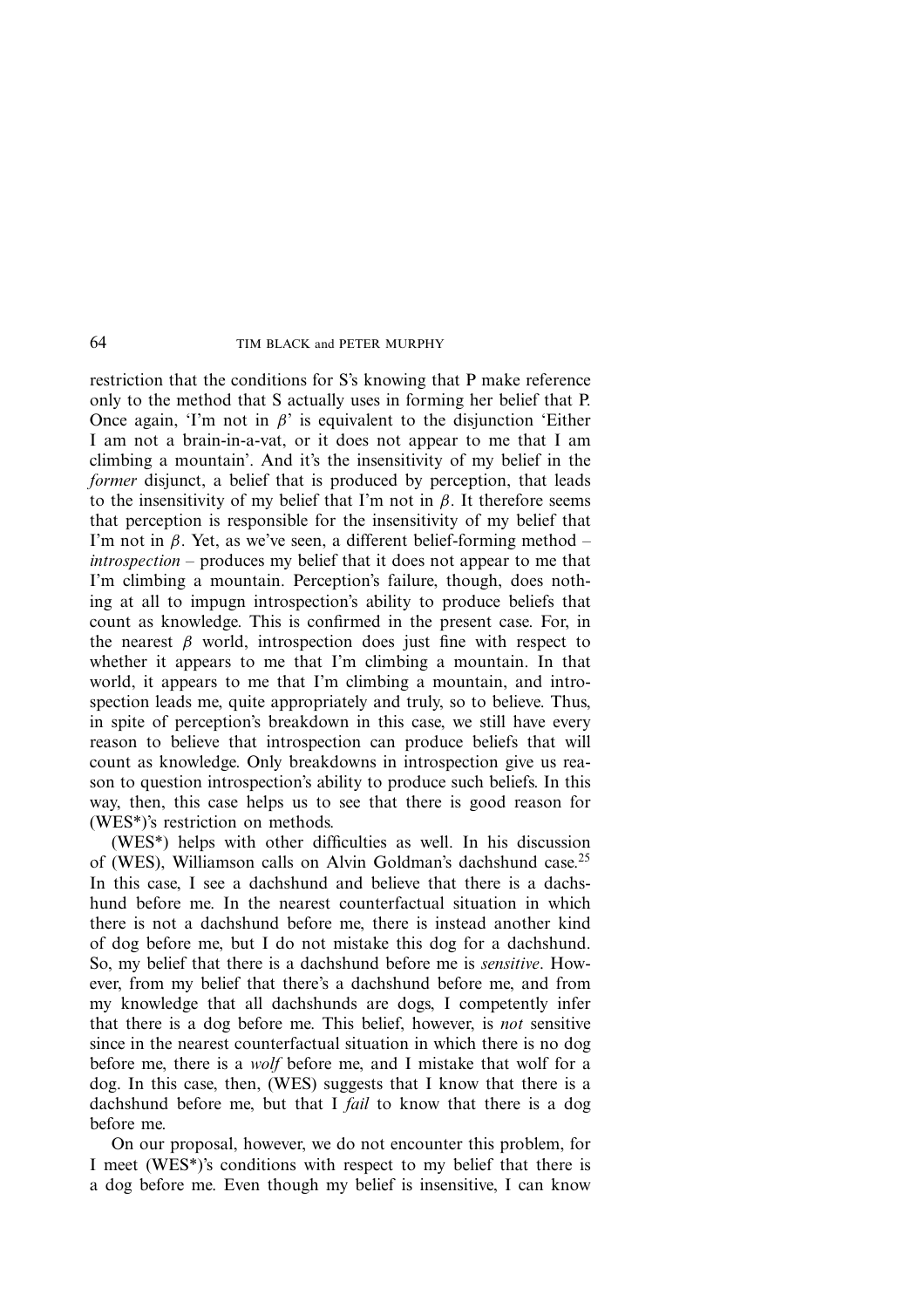restriction that the conditions for S's knowing that P make reference only to the method that S actually uses in forming her belief that P. Once again, 'I'm not in $\beta$' is equivalent to the disjunction 'Either I am not a brain-in-a-vat, or it does not appear to me that I am climbing a mountain'. And it's the insensitivity of my belief in the *former* disjunct, a belief that is produced by perception, that leads to the insensitivity of my belief that I'm not in $\beta$. It therefore seems that perception is responsible for the insensitivity of my belief that I'm not in $\beta$. Yet, as we've seen, a different belief-forming method – *introspection* – produces my belief that it does not appear to me that I'm climbing a mountain. Perception's failure, though, does nothing at all to impugn introspection's ability to produce beliefs that count as knowledge. This is confirmed in the present case. For, in the nearest $\beta$ world, introspection does just fine with respect to whether it appears to me that I'm climbing a mountain. In that world, it appears to me that I'm climbing a mountain, and introspection leads me, quite appropriately and truly, so to believe. Thus, in spite of perception's breakdown in this case, we still have every reason to believe that introspection can produce beliefs that will count as knowledge. Only breakdowns in introspection give us reason to question introspection's ability to produce such beliefs. In this way, then, this case helps us to see that there is good reason for (WES*)'s restriction on methods.

(WES*) helps with other difficulties as well. In his discussion of (WES), Williamson calls on Alvin Goldman's dachshund case.[25] In this case, I see a dachshund and believe that there is a dachshund before me. In the nearest counterfactual situation in which there is not a dachshund before me, there is instead another kind of dog before me, but I do not mistake this dog for a dachshund. So, my belief that there is a dachshund before me is *sensitive*. However, from my belief that there's a dachshund before me, and from my knowledge that all dachshunds are dogs, I competently infer that there is a dog before me. This belief, however, is *not* sensitive since in the nearest counterfactual situation in which there is no dog before me, there is a *wolf* before me, and I mistake that wolf for a dog. In this case, then, (WES) suggests that I know that there is a dachshund before me, but that I *fail* to know that there is a dog before me.

On our proposal, however, we do not encounter this problem, for I meet (WES*)'s conditions with respect to my belief that there is a dog before me. Even though my belief is insensitive, I can know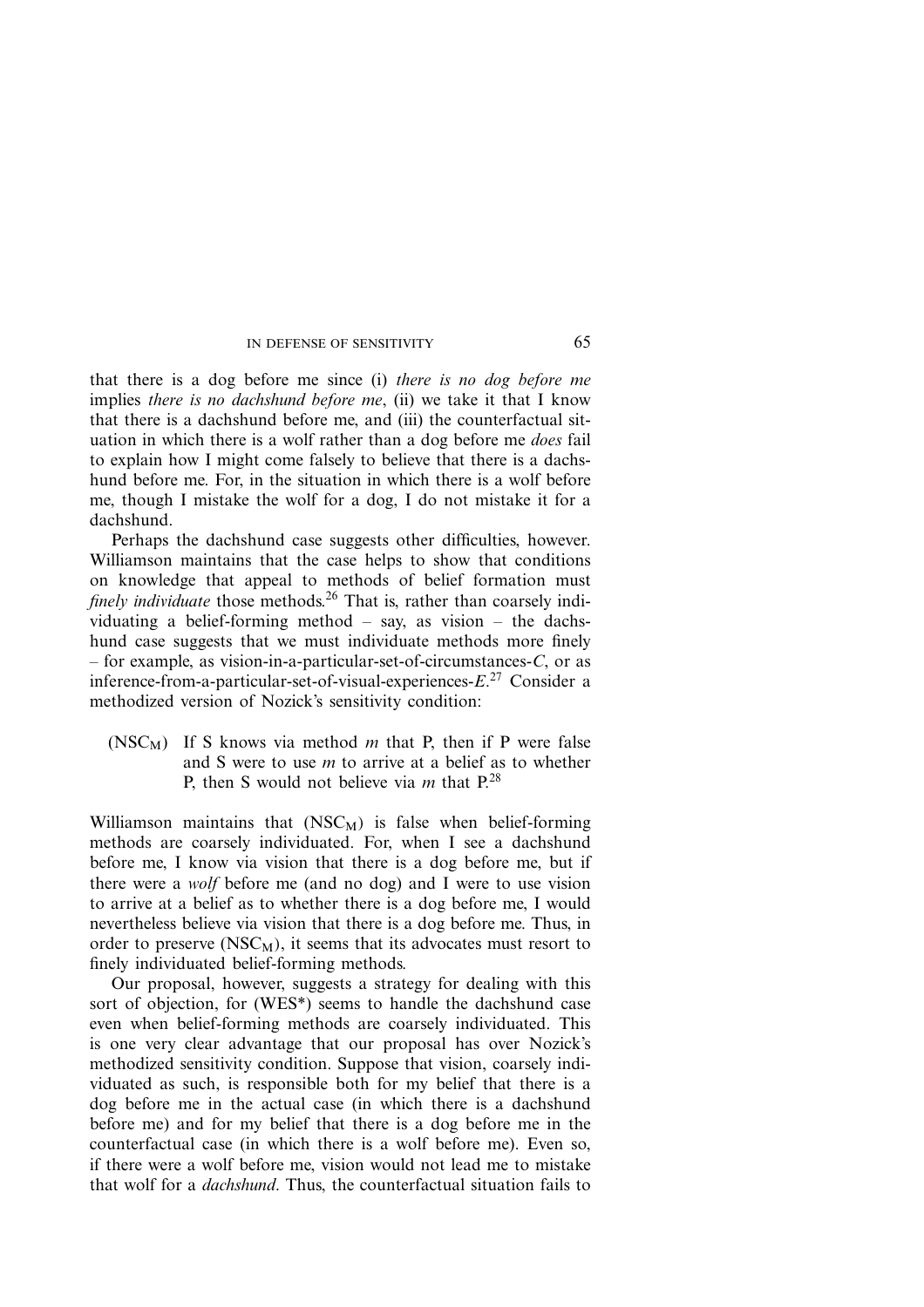that there is a dog before me since (i) *there is no dog before me* implies *there is no dachshund before me*, (ii) we take it that I know that there is a dachshund before me, and (iii) the counterfactual situation in which there is a wolf rather than a dog before me *does* fail to explain how I might come falsely to believe that there is a dachshund before me. For, in the situation in which there is a wolf before me, though I mistake the wolf for a dog, I do not mistake it for a dachshund.

Perhaps the dachshund case suggests other difficulties, however. Williamson maintains that the case helps to show that conditions on knowledge that appeal to methods of belief formation must *finely individuate* those methods.[26] That is, rather than coarsely individuating a belief-forming method – say, as vision – the dachshund case suggests that we must individuate methods more finely – for example, as vision-in-a-particular-set-of-circumstances-*C*, or as inference-from-a-particular-set-of-visual-experiences-*E*.[27] Consider a methodized version of Nozick's sensitivity condition:

($NSC_M$) If S knows via method *m* that P, then if P were false and S were to use *m* to arrive at a belief as to whether P, then S would not believe via *m* that P.[28]

Williamson maintains that ($NSC_M$) is false when belief-forming methods are coarsely individuated. For, when I see a dachshund before me, I know via vision that there is a dog before me, but if there were a *wolf* before me (and no dog) and I were to use vision to arrive at a belief as to whether there is a dog before me, I would nevertheless believe via vision that there is a dog before me. Thus, in order to preserve ($NSC_M$), it seems that its advocates must resort to finely individuated belief-forming methods.

Our proposal, however, suggests a strategy for dealing with this sort of objection, for (WES*) seems to handle the dachshund case even when belief-forming methods are coarsely individuated. This is one very clear advantage that our proposal has over Nozick's methodized sensitivity condition. Suppose that vision, coarsely individuated as such, is responsible both for my belief that there is a dog before me in the actual case (in which there is a dachshund before me) and for my belief that there is a dog before me in the counterfactual case (in which there is a wolf before me). Even so, if there were a wolf before me, vision would not lead me to mistake that wolf for a *dachshund*. Thus, the counterfactual situation fails to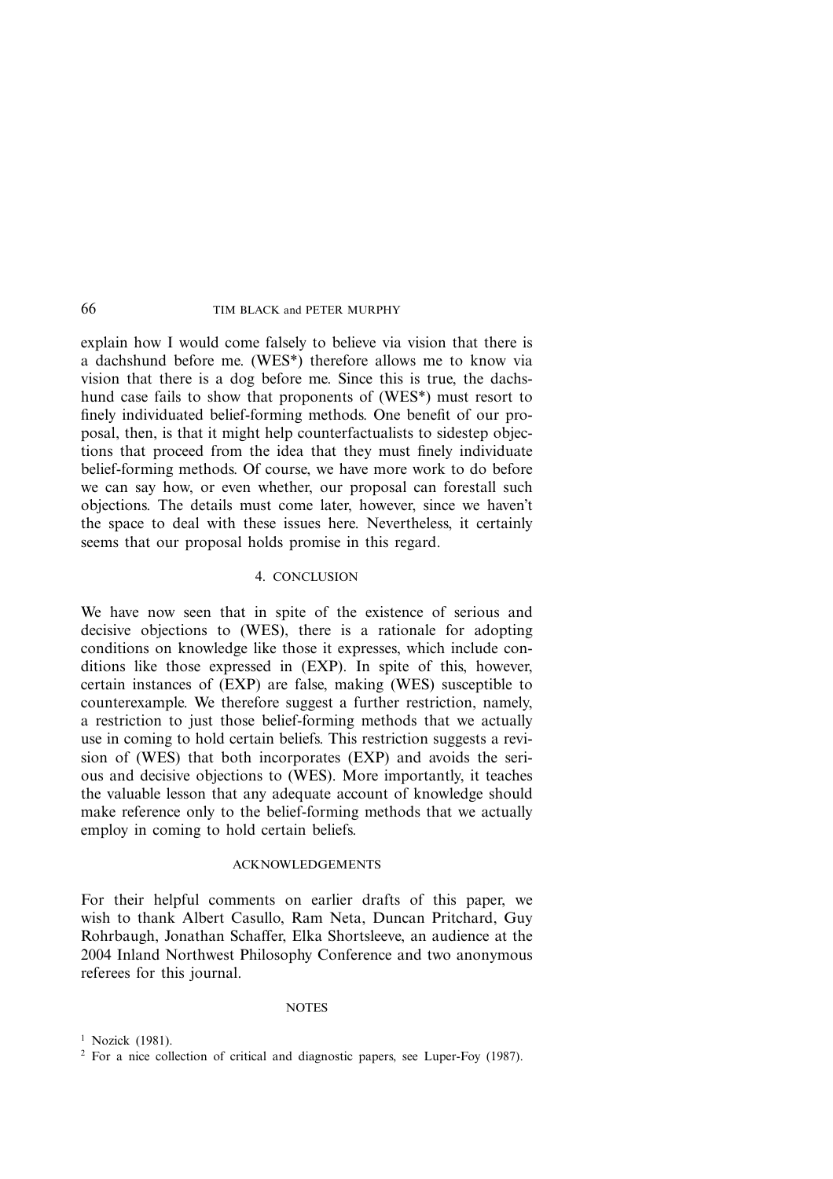explain how I would come falsely to believe via vision that there is a dachshund before me. (WES*) therefore allows me to know via vision that there is a dog before me. Since this is true, the dachshund case fails to show that proponents of (WES*) must resort to finely individuated belief-forming methods. One benefit of our proposal, then, is that it might help counterfactualists to sidestep objections that proceed from the idea that they must finely individuate belief-forming methods. Of course, we have more work to do before we can say how, or even whether, our proposal can forestall such objections. The details must come later, however, since we haven't the space to deal with these issues here. Nevertheless, it certainly seems that our proposal holds promise in this regard.

## 4. CONCLUSION

We have now seen that in spite of the existence of serious and decisive objections to (WES), there is a rationale for adopting conditions on knowledge like those it expresses, which include conditions like those expressed in (EXP). In spite of this, however, certain instances of (EXP) are false, making (WES) susceptible to counterexample. We therefore suggest a further restriction, namely, a restriction to just those belief-forming methods that we actually use in coming to hold certain beliefs. This restriction suggests a revision of (WES) that both incorporates (EXP) and avoids the serious and decisive objections to (WES). More importantly, it teaches the valuable lesson that any adequate account of knowledge should make reference only to the belief-forming methods that we actually employ in coming to hold certain beliefs.

## ACKNOWLEDGEMENTS

For their helpful comments on earlier drafts of this paper, we wish to thank Albert Casullo, Ram Neta, Duncan Pritchard, Guy Rohrbaugh, Jonathan Schaffer, Elka Shortsleeve, an audience at the 2004 Inland Northwest Philosophy Conference and two anonymous referees for this journal.

## NOTES

[1] Nozick (1981).

[2] For a nice collection of critical and diagnostic papers, see Luper-Foy (1987).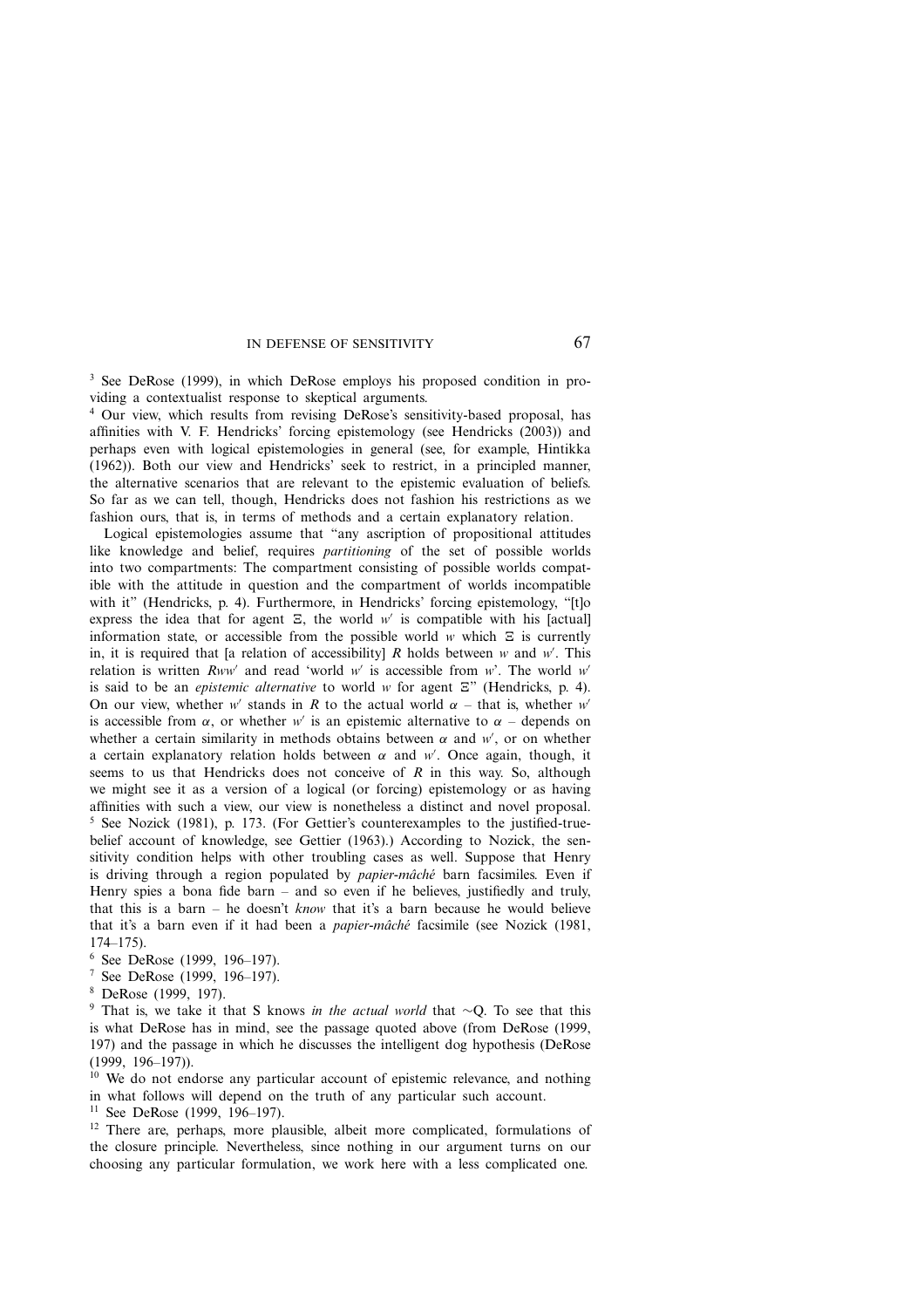[3] See DeRose (1999), in which DeRose employs his proposed condition in providing a contextualist response to skeptical arguments.

[4] Our view, which results from revising DeRose's sensitivity-based proposal, has affinities with V. F. Hendricks' forcing epistemology (see Hendricks (2003)) and perhaps even with logical epistemologies in general (see, for example, Hintikka (1962)). Both our view and Hendricks' seek to restrict, in a principled manner, the alternative scenarios that are relevant to the epistemic evaluation of beliefs. So far as we can tell, though, Hendricks does not fashion his restrictions as we fashion ours, that is, in terms of methods and a certain explanatory relation.

Logical epistemologies assume that "any ascription of propositional attitudes like knowledge and belief, requires *partitioning* of the set of possible worlds into two compartments: The compartment consisting of possible worlds compatible with the attitude in question and the compartment of worlds incompatible with it" (Hendricks, p. 4). Furthermore, in Hendricks' forcing epistemology, "[t]o express the idea that for agent $\Xi$, the world $w'$ is compatible with his [actual] information state, or accessible from the possible world $w$ which $\Xi$ is currently in, it is required that [a relation of accessibility] $R$ holds between $w$ and $w'$. This relation is written $Rww'$ and read 'world $w'$ is accessible from $w$'. The world $w'$ is said to be an *epistemic alternative* to world $w$ for agent $\Xi$" (Hendricks, p. 4). On our view, whether $w'$ stands in $R$ to the actual world $\alpha$ – that is, whether $w'$ is accessible from $\alpha$, or whether $w'$ is an epistemic alternative to $\alpha$ – depends on whether a certain similarity in methods obtains between $\alpha$ and $w'$, or on whether a certain explanatory relation holds between $\alpha$ and $w'$. Once again, though, it seems to us that Hendricks does not conceive of $R$ in this way. So, although we might see it as a version of a logical (or forcing) epistemology or as having affinities with such a view, our view is nonetheless a distinct and novel proposal.

[5] See Nozick (1981), p. 173. (For Gettier's counterexamples to the justified-true-belief account of knowledge, see Gettier (1963).) According to Nozick, the sensitivity condition helps with other troubling cases as well. Suppose that Henry is driving through a region populated by *papier-mâché* barn facsimiles. Even if Henry spies a bona fide barn – and so even if he believes, justifiedly and truly, that this is a barn – he doesn't *know* that it's a barn because he would believe that it's a barn even if it had been a *papier-mâché* facsimile (see Nozick (1981, 174–175).

[6] See DeRose (1999, 196–197).

[7] See DeRose (1999, 196–197).

[8] DeRose (1999, 197).

[9] That is, we take it that S knows *in the actual world* that $\sim$Q. To see that this is what DeRose has in mind, see the passage quoted above (from DeRose (1999, 197) and the passage in which he discusses the intelligent dog hypothesis (DeRose (1999, 196–197)).

[10] We do not endorse any particular account of epistemic relevance, and nothing in what follows will depend on the truth of any particular such account.

[11] See DeRose (1999, 196–197).

[12] There are, perhaps, more plausible, albeit more complicated, formulations of the closure principle. Nevertheless, since nothing in our argument turns on our choosing any particular formulation, we work here with a less complicated one.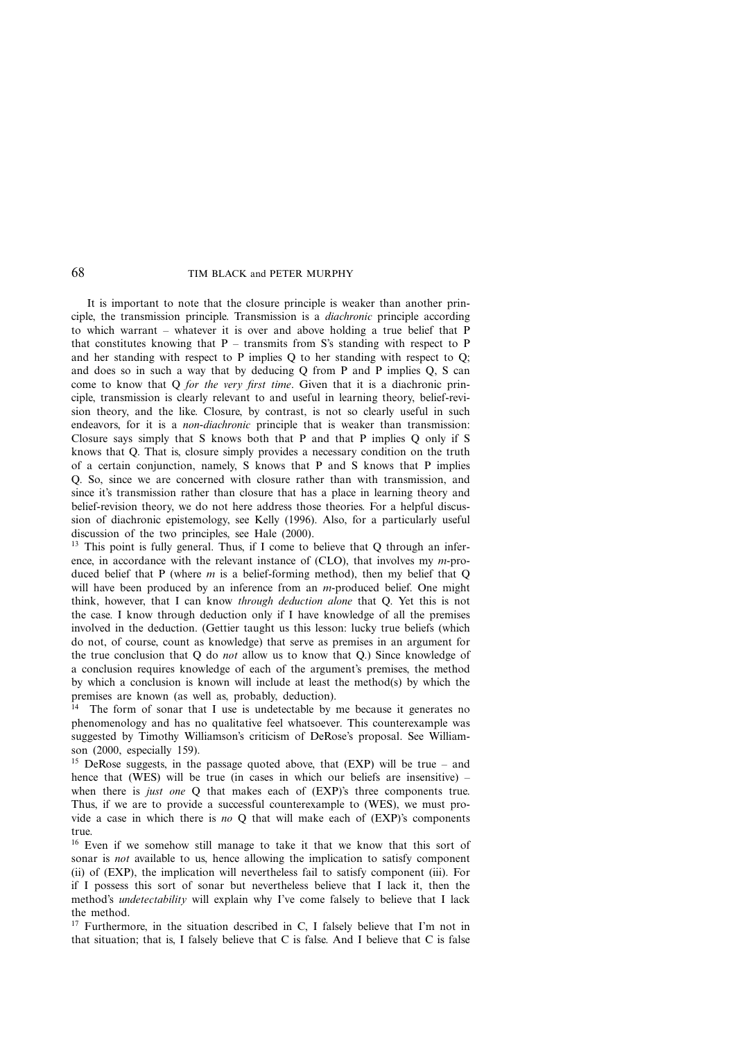It is important to note that the closure principle is weaker than another principle, the transmission principle. Transmission is a *diachronic* principle according to which warrant – whatever it is over and above holding a true belief that P that constitutes knowing that P – transmits from S's standing with respect to P and her standing with respect to P implies Q to her standing with respect to Q; and does so in such a way that by deducing Q from P and P implies Q, S can come to know that Q *for the very first time*. Given that it is a diachronic principle, transmission is clearly relevant to and useful in learning theory, belief-revision theory, and the like. Closure, by contrast, is not so clearly useful in such endeavors, for it is a *non-diachronic* principle that is weaker than transmission: Closure says simply that S knows both that P and that P implies Q only if S knows that Q. That is, closure simply provides a necessary condition on the truth of a certain conjunction, namely, S knows that P and S knows that P implies Q. So, since we are concerned with closure rather than with transmission, and since it's transmission rather than closure that has a place in learning theory and belief-revision theory, we do not here address those theories. For a helpful discussion of diachronic epistemology, see Kelly (1996). Also, for a particularly useful discussion of the two principles, see Hale (2000).

[13] This point is fully general. Thus, if I come to believe that Q through an inference, in accordance with the relevant instance of (CLO), that involves my *m*-produced belief that P (where *m* is a belief-forming method), then my belief that Q will have been produced by an inference from an *m*-produced belief. One might think, however, that I can know *through deduction alone* that Q. Yet this is not the case. I know through deduction only if I have knowledge of all the premises involved in the deduction. (Gettier taught us this lesson: lucky true beliefs (which do not, of course, count as knowledge) that serve as premises in an argument for the true conclusion that Q do *not* allow us to know that Q.) Since knowledge of a conclusion requires knowledge of each of the argument's premises, the method by which a conclusion is known will include at least the method(s) by which the premises are known (as well as, probably, deduction).

[14] The form of sonar that I use is undetectable by me because it generates no phenomenology and has no qualitative feel whatsoever. This counterexample was suggested by Timothy Williamson's criticism of DeRose's proposal. See Williamson (2000, especially 159).

[15] DeRose suggests, in the passage quoted above, that (EXP) will be true – and hence that (WES) will be true (in cases in which our beliefs are insensitive) – when there is *just one* Q that makes each of (EXP)'s three components true. Thus, if we are to provide a successful counterexample to (WES), we must provide a case in which there is *no* Q that will make each of (EXP)'s components true.

[16] Even if we somehow still manage to take it that we know that this sort of sonar is *not* available to us, hence allowing the implication to satisfy component (ii) of (EXP), the implication will nevertheless fail to satisfy component (iii). For if I possess this sort of sonar but nevertheless believe that I lack it, then the method's *undetectability* will explain why I've come falsely to believe that I lack the method.

[17] Furthermore, in the situation described in C, I falsely believe that I'm not in that situation; that is, I falsely believe that C is false. And I believe that C is false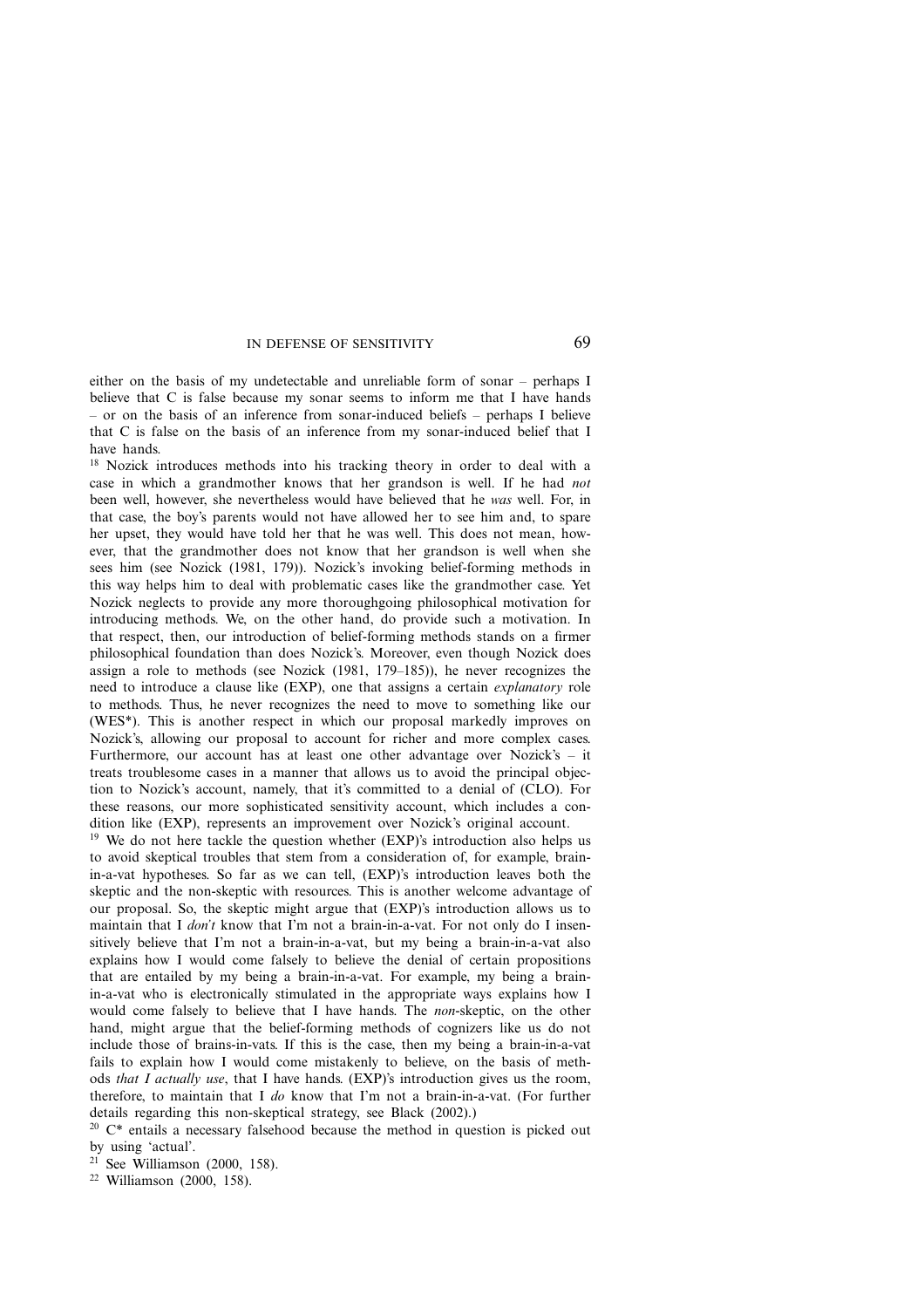either on the basis of my undetectable and unreliable form of sonar – perhaps I believe that C is false because my sonar seems to inform me that I have hands – or on the basis of an inference from sonar-induced beliefs – perhaps I believe that C is false on the basis of an inference from my sonar-induced belief that I have hands.

[18] Nozick introduces methods into his tracking theory in order to deal with a case in which a grandmother knows that her grandson is well. If he had *not* been well, however, she nevertheless would have believed that he *was* well. For, in that case, the boy's parents would not have allowed her to see him and, to spare her upset, they would have told her that he was well. This does not mean, however, that the grandmother does not know that her grandson is well when she sees him (see Nozick (1981, 179)). Nozick's invoking belief-forming methods in this way helps him to deal with problematic cases like the grandmother case. Yet Nozick neglects to provide any more thoroughgoing philosophical motivation for introducing methods. We, on the other hand, do provide such a motivation. In that respect, then, our introduction of belief-forming methods stands on a firmer philosophical foundation than does Nozick's. Moreover, even though Nozick does assign a role to methods (see Nozick (1981, 179–185)), he never recognizes the need to introduce a clause like (EXP), one that assigns a certain *explanatory* role to methods. Thus, he never recognizes the need to move to something like our (WES*). This is another respect in which our proposal markedly improves on Nozick's, allowing our proposal to account for richer and more complex cases. Furthermore, our account has at least one other advantage over Nozick's – it treats troublesome cases in a manner that allows us to avoid the principal objection to Nozick's account, namely, that it's committed to a denial of (CLO). For these reasons, our more sophisticated sensitivity account, which includes a condition like (EXP), represents an improvement over Nozick's original account.

[19] We do not here tackle the question whether (EXP)'s introduction also helps us to avoid skeptical troubles that stem from a consideration of, for example, brain-in-a-vat hypotheses. So far as we can tell, (EXP)'s introduction leaves both the skeptic and the non-skeptic with resources. This is another welcome advantage of our proposal. So, the skeptic might argue that (EXP)'s introduction allows us to maintain that I *don't* know that I'm not a brain-in-a-vat. For not only do I insensitively believe that I'm not a brain-in-a-vat, but my being a brain-in-a-vat also explains how I would come falsely to believe the denial of certain propositions that are entailed by my being a brain-in-a-vat. For example, my being a brain-in-a-vat who is electronically stimulated in the appropriate ways explains how I would come falsely to believe that I have hands. The *non*-skeptic, on the other hand, might argue that the belief-forming methods of cognizers like us do not include those of brains-in-vats. If this is the case, then my being a brain-in-a-vat fails to explain how I would come mistakenly to believe, on the basis of methods *that I actually use*, that I have hands. (EXP)'s introduction gives us the room, therefore, to maintain that I *do* know that I'm not a brain-in-a-vat. (For further details regarding this non-skeptical strategy, see Black (2002).)

[20] C* entails a necessary falsehood because the method in question is picked out by using 'actual'.

[21] See Williamson (2000, 158).

[22] Williamson (2000, 158).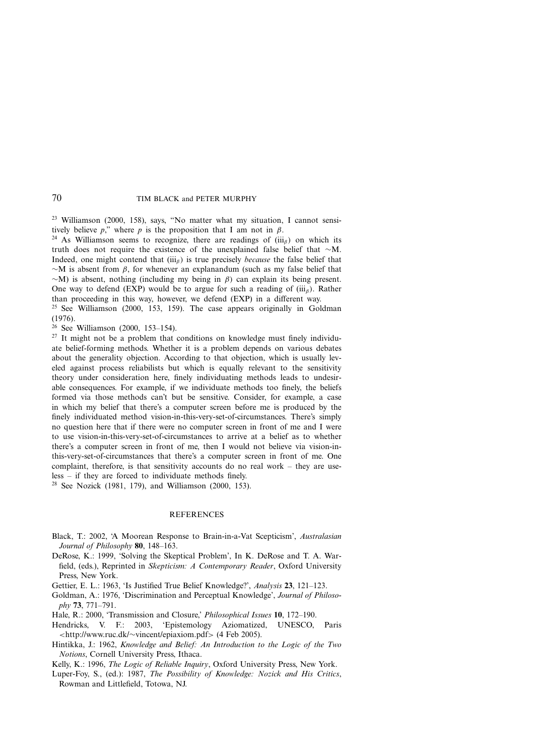[23] Williamson (2000, 158), says, "No matter what my situation, I cannot sensitively believe *p*," where *p* is the proposition that I am not in $\beta$.

[24] As Williamson seems to recognize, there are readings of ($iii_\beta$) on which its truth does not require the existence of the unexplained false belief that ~M. Indeed, one might contend that ($iii_\beta$) is true precisely *because* the false belief that ~M is absent from $\beta$, for whenever an explanandum (such as my false belief that ~M) is absent, nothing (including my being in $\beta$) can explain its being present. One way to defend (EXP) would be to argue for such a reading of ($iii_\beta$). Rather than proceeding in this way, however, we defend (EXP) in a different way.

[25] See Williamson (2000, 153, 159). The case appears originally in Goldman (1976).

[26] See Williamson (2000, 153–154).

[27] It might not be a problem that conditions on knowledge must finely individuate belief-forming methods. Whether it is a problem depends on various debates about the generality objection. According to that objection, which is usually leveled against process reliabilists but which is equally relevant to the sensitivity theory under consideration here, finely individuating methods leads to undesirable consequences. For example, if we individuate methods too finely, the beliefs formed via those methods can't but be sensitive. Consider, for example, a case in which my belief that there's a computer screen before me is produced by the finely individuated method vision-in-this-very-set-of-circumstances. There's simply no question here that if there were no computer screen in front of me and I were to use vision-in-this-very-set-of-circumstances to arrive at a belief as to whether there's a computer screen in front of me, then I would not believe via vision-in-this-very-set-of-circumstances that there's a computer screen in front of me. One complaint, therefore, is that sensitivity accounts do no real work – they are useless – if they are forced to individuate methods finely.

[28] See Nozick (1981, 179), and Williamson (2000, 153).

## REFERENCES

Black, T.: 2002, 'A Moorean Response to Brain-in-a-Vat Scepticism', *Australasian Journal of Philosophy* **80**, 148–163.

DeRose, K.: 1999, 'Solving the Skeptical Problem', In K. DeRose and T. A. Warfield, (eds.), Reprinted in *Skepticism: A Contemporary Reader*, Oxford University Press, New York.

Gettier, E. L.: 1963, 'Is Justified True Belief Knowledge?', *Analysis* **23**, 121–123.

Goldman, A.: 1976, 'Discrimination and Perceptual Knowledge', *Journal of Philosophy* **73**, 771–791.

Hale, R.: 2000, 'Transmission and Closure,' *Philosophical Issues* **10**, 172–190.

Hendricks, V. F.: 2003, 'Epistemology Aziomatized, UNESCO, Paris <http://www.ruc.dk/~vincent/epiaxiom.pdf> (4 Feb 2005).

Hintikka, J.: 1962, *Knowledge and Belief: An Introduction to the Logic of the Two Notions*, Cornell University Press, Ithaca.

Kelly, K.: 1996, *The Logic of Reliable Inquiry*, Oxford University Press, New York.

Luper-Foy, S., (ed.): 1987, *The Possibility of Knowledge: Nozick and His Critics*, Rowman and Littlefield, Totowa, NJ.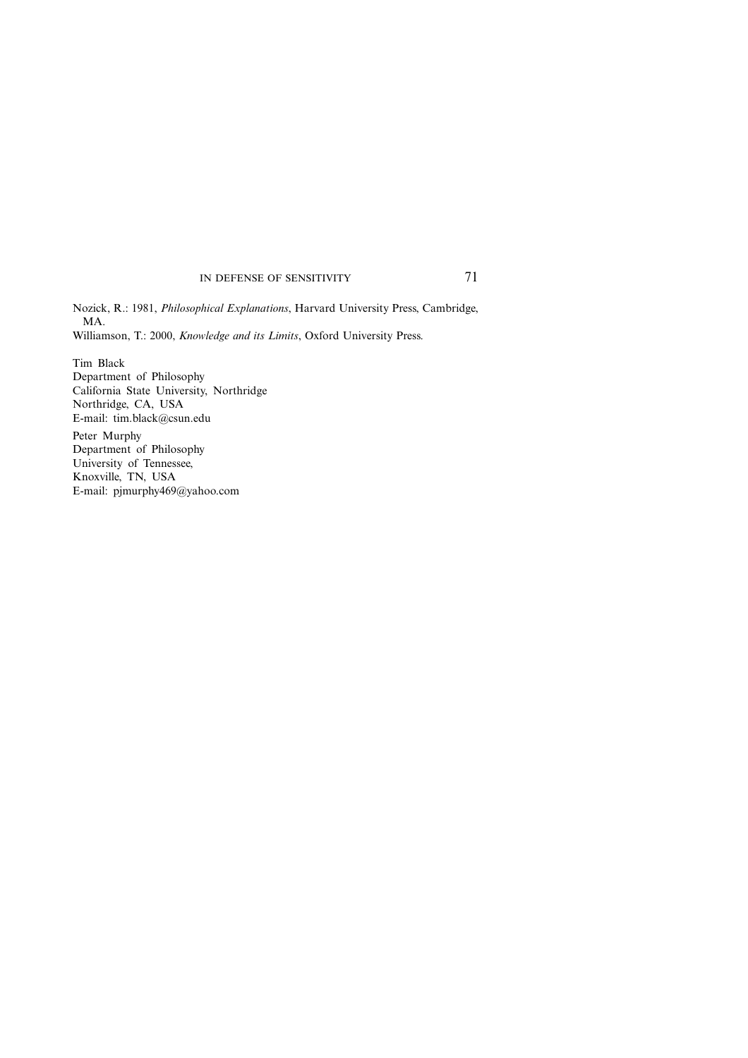Nozick, R.: 1981, *Philosophical Explanations*, Harvard University Press, Cambridge, MA.

Williamson, T.: 2000, *Knowledge and its Limits*, Oxford University Press.

Tim Black
Department of Philosophy
California State University, Northridge
Northridge, CA, USA
E-mail: tim.black@csun.edu

Peter Murphy
Department of Philosophy
University of Tennessee,
Knoxville, TN, USA
E-mail: pjmurphy469@yahoo.com